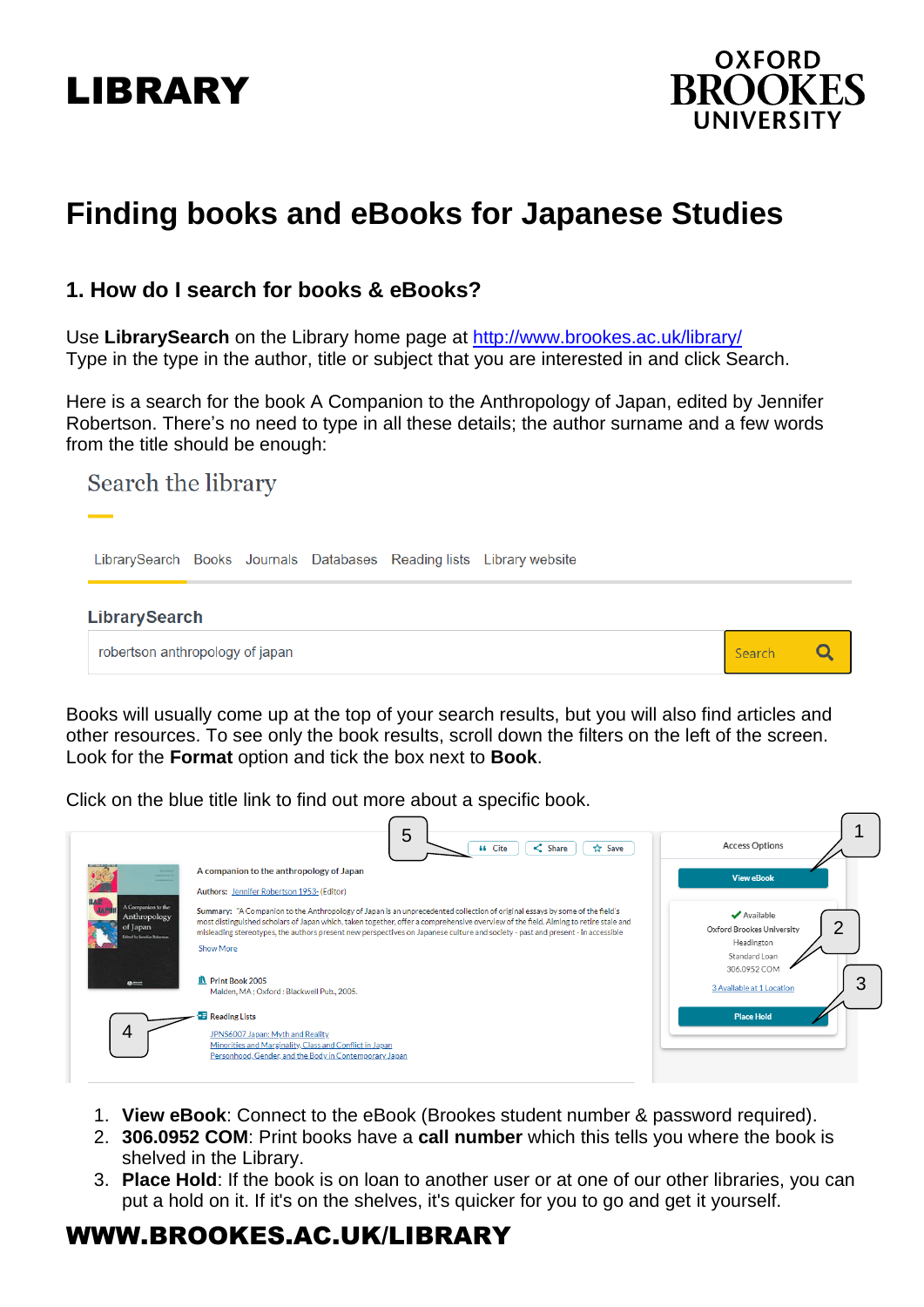# LIBRARY

OXFORD BROOKES UNIVERSITY

# Finding books and eBooks for Japanese Studies

## 1. How do I search for books & eBooks?

Use **LibrarySearch** on the Library home page at http://www.brookes.ac.uk/library/
Type in the type in the author, title or subject that you are interested in and click Search.

Here is a search for the book A Companion to the Anthropology of Japan, edited by Jennifer Robertson. There's no need to type in all these details; the author surname and a few words from the title should be enough:

Search the library

LibrarySearch Books Journals Databases Reading lists Library website

**LibrarySearch**

robertson anthropology of japan | Search

Books will usually come up at the top of your search results, but you will also find articles and other resources. To see only the book results, scroll down the filters on the left of the screen. Look for the **Format** option and tick the box next to **Book**.

Click on the blue title link to find out more about a specific book.

1. **View eBook**: Connect to the eBook (Brookes student number & password required).
2. **306.0952 COM**: Print books have a **call number** which this tells you where the book is shelved in the Library.
3. **Place Hold**: If the book is on loan to another user or at one of our other libraries, you can put a hold on it. If it's on the shelves, it's quicker for you to go and get it yourself.

**WWW.BROOKES.AC.UK/LIBRARY**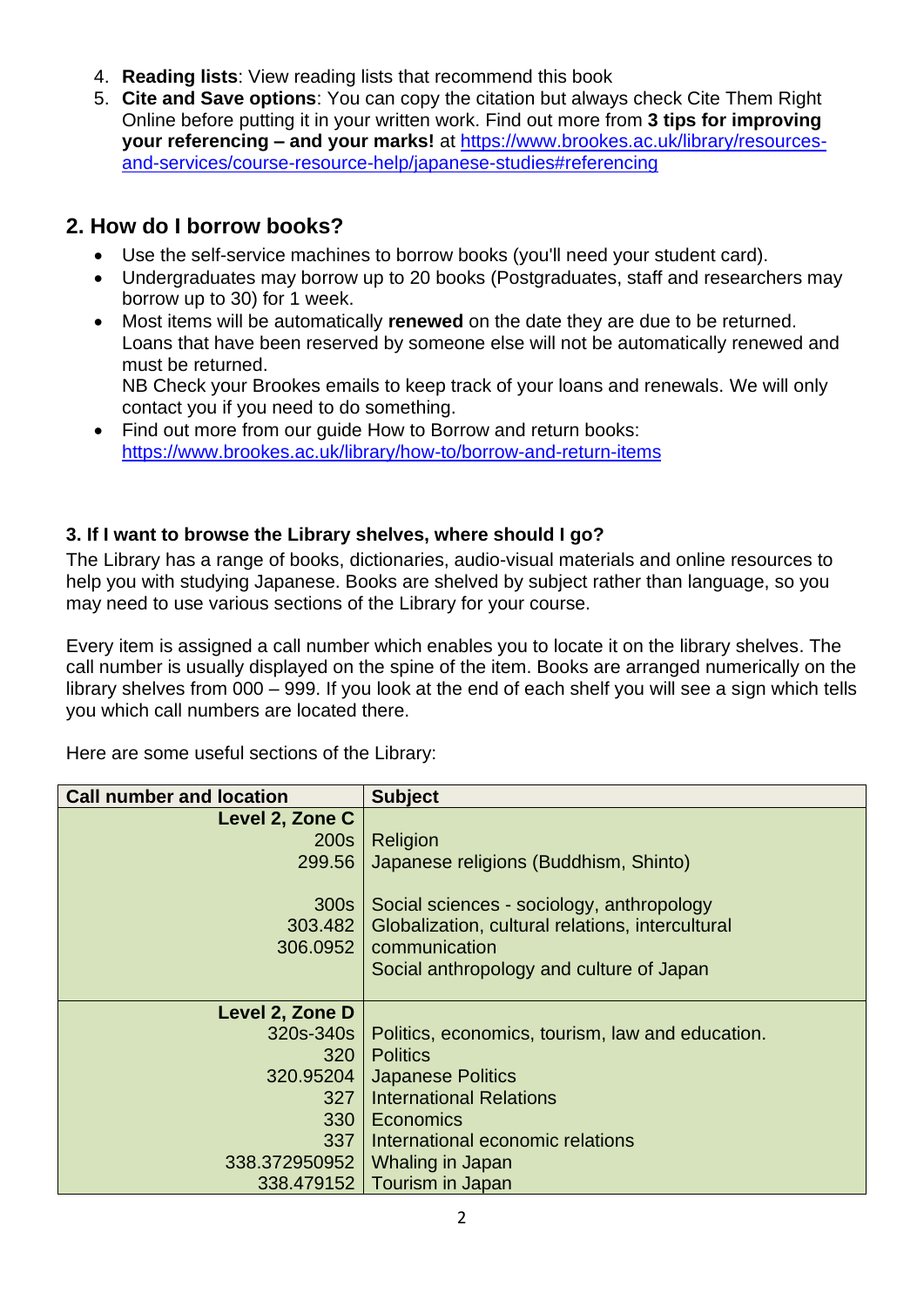4. **Reading lists**: View reading lists that recommend this book
5. **Cite and Save options**: You can copy the citation but always check Cite Them Right Online before putting it in your written work. Find out more from **3 tips for improving your referencing – and your marks!** at https://www.brookes.ac.uk/library/resources-and-services/course-resource-help/japanese-studies#referencing

## 2. How do I borrow books?

- Use the self-service machines to borrow books (you'll need your student card).
- Undergraduates may borrow up to 20 books (Postgraduates, staff and researchers may borrow up to 30) for 1 week.
- Most items will be automatically **renewed** on the date they are due to be returned. Loans that have been reserved by someone else will not be automatically renewed and must be returned.
  NB Check your Brookes emails to keep track of your loans and renewals. We will only contact you if you need to do something.
- Find out more from our guide How to Borrow and return books: https://www.brookes.ac.uk/library/how-to/borrow-and-return-items

### 3. If I want to browse the Library shelves, where should I go?

The Library has a range of books, dictionaries, audio-visual materials and online resources to help you with studying Japanese. Books are shelved by subject rather than language, so you may need to use various sections of the Library for your course.

Every item is assigned a call number which enables you to locate it on the library shelves. The call number is usually displayed on the spine of the item. Books are arranged numerically on the library shelves from 000 – 999. If you look at the end of each shelf you will see a sign which tells you which call numbers are located there.

Here are some useful sections of the Library:

| Call number and location | Subject |
|---:|---|
| **Level 2, Zone C** | |
| 200s | Religion |
| 299.56 | Japanese religions (Buddhism, Shinto) |
| 300s | Social sciences - sociology, anthropology |
| 303.482 | Globalization, cultural relations, intercultural communication |
| 306.0952 | Social anthropology and culture of Japan |
| **Level 2, Zone D** | |
| 320s-340s | Politics, economics, tourism, law and education. |
| 320 | Politics |
| 320.95204 | Japanese Politics |
| 327 | International Relations |
| 330 | Economics |
| 337 | International economic relations |
| 338.372950952 | Whaling in Japan |
| 338.479152 | Tourism in Japan |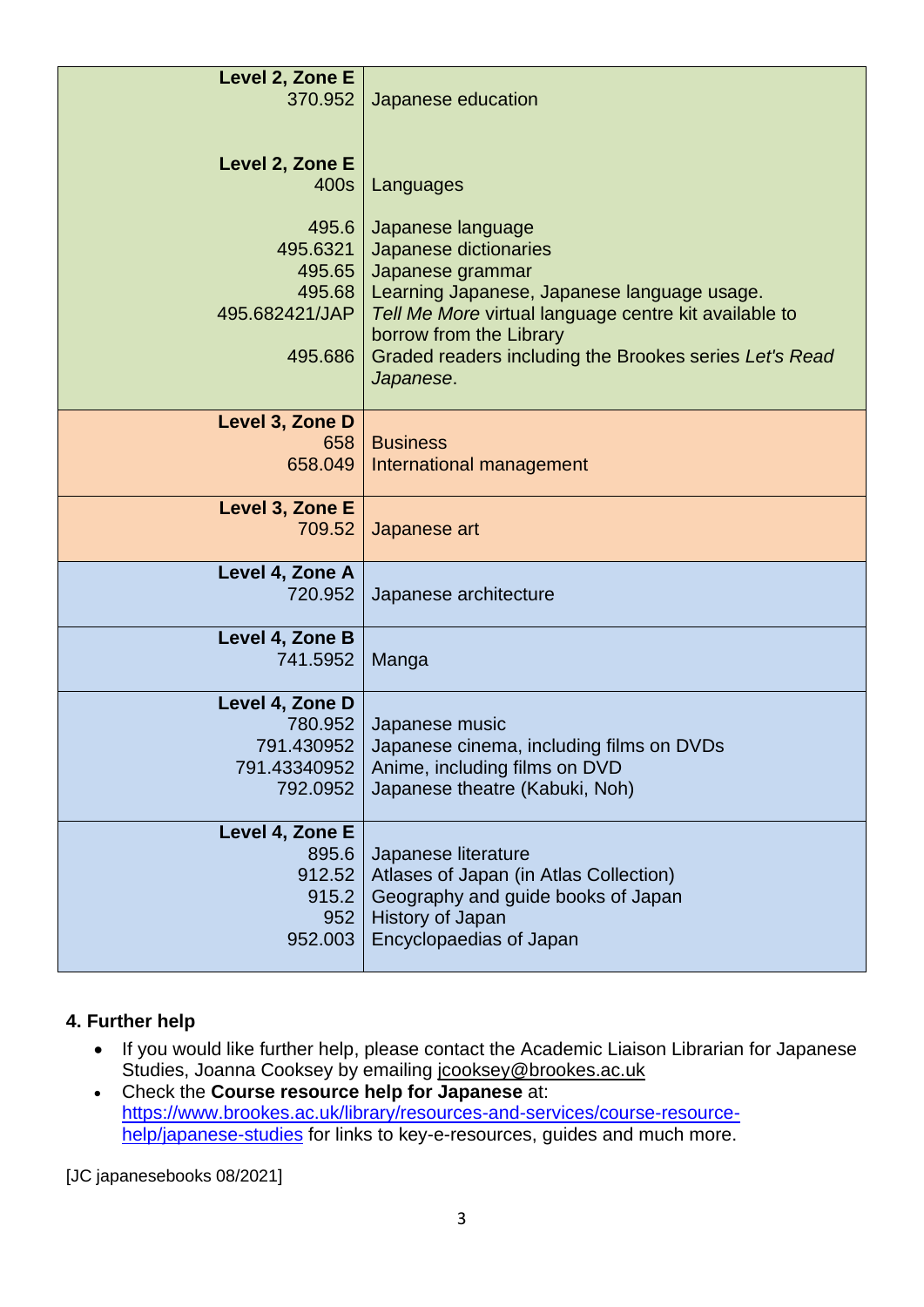| | |
|---|---|
| **Level 2, Zone E** | |
| 370.952 | Japanese education |
| **Level 2, Zone E** | |
| 400s | Languages |
| 495.6 | Japanese language |
| 495.6321 | Japanese dictionaries |
| 495.65 | Japanese grammar |
| 495.68 | Learning Japanese, Japanese language usage. |
| 495.682421/JAP | *Tell Me More* virtual language centre kit available to borrow from the Library |
| 495.686 | Graded readers including the Brookes series *Let's Read Japanese*. |
| **Level 3, Zone D** | |
| 658 | Business |
| 658.049 | International management |
| **Level 3, Zone E** | |
| 709.52 | Japanese art |
| **Level 4, Zone A** | |
| 720.952 | Japanese architecture |
| **Level 4, Zone B** | |
| 741.5952 | Manga |
| **Level 4, Zone D** | |
| 780.952 | Japanese music |
| 791.430952 | Japanese cinema, including films on DVDs |
| 791.43340952 | Anime, including films on DVD |
| 792.0952 | Japanese theatre (Kabuki, Noh) |
| **Level 4, Zone E** | |
| 895.6 | Japanese literature |
| 912.52 | Atlases of Japan (in Atlas Collection) |
| 915.2 | Geography and guide books of Japan |
| 952 | History of Japan |
| 952.003 | Encyclopaedias of Japan |

**4. Further help**

- If you would like further help, please contact the Academic Liaison Librarian for Japanese Studies, Joanna Cooksey by emailing jcooksey@brookes.ac.uk
- Check the **Course resource help for Japanese** at: https://www.brookes.ac.uk/library/resources-and-services/course-resource-help/japanese-studies for links to key-e-resources, guides and much more.

[JC japanesebooks 08/2021]